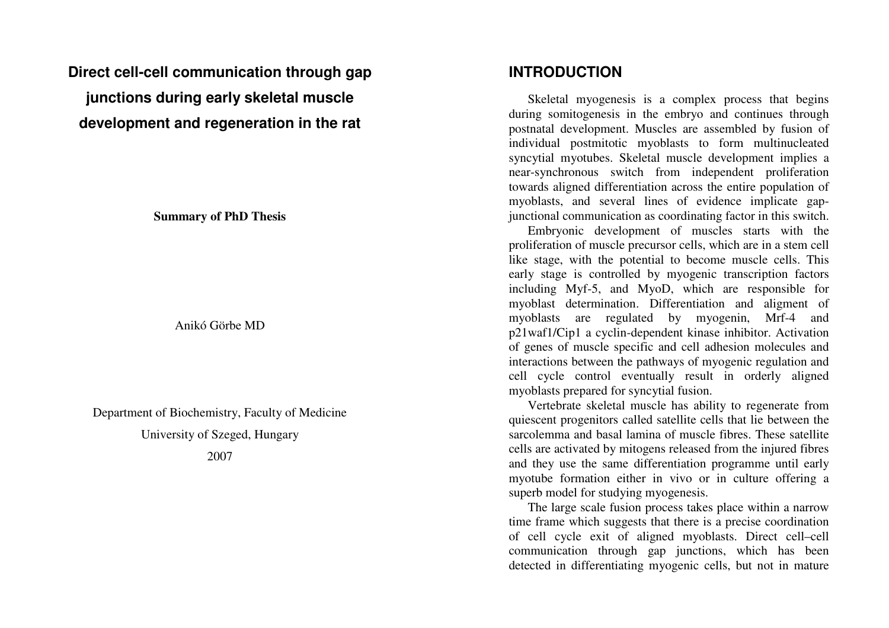# Direct cell-cell communication through gap junctions during early skeletal muscle development and regeneration in the rat

**Summary of PhD Thesis**

Anikó Görbe MD

Department of Biochemistry, Faculty of Medicine

University of Szeged, Hungary

2007

## INTRODUCTION

Skeletal myogenesis is a complex process that begins during somitogenesis in the embryo and continues through postnatal development. Muscles are assembled by fusion of individual postmitotic myoblasts to form multinucleated syncytial myotubes. Skeletal muscle development implies a near-synchronous switch from independent proliferation towards aligned differentiation across the entire population of myoblasts, and several lines of evidence implicate gap-junctional communication as coordinating factor in this switch.

Embryonic development of muscles starts with the proliferation of muscle precursor cells, which are in a stem cell like stage, with the potential to become muscle cells. This early stage is controlled by myogenic transcription factors including Myf-5, and MyoD, which are responsible for myoblast determination. Differentiation and aligment of myoblasts are regulated by myogenin, Mrf-4 and p21waf1/Cip1 a cyclin-dependent kinase inhibitor. Activation of genes of muscle specific and cell adhesion molecules and interactions between the pathways of myogenic regulation and cell cycle control eventually result in orderly aligned myoblasts prepared for syncytial fusion.

Vertebrate skeletal muscle has ability to regenerate from quiescent progenitors called satellite cells that lie between the sarcolemma and basal lamina of muscle fibres. These satellite cells are activated by mitogens released from the injured fibres and they use the same differentiation programme until early myotube formation either in vivo or in culture offering a superb model for studying myogenesis.

The large scale fusion process takes place within a narrow time frame which suggests that there is a precise coordination of cell cycle exit of aligned myoblasts. Direct cell–cell communication through gap junctions, which has been detected in differentiating myogenic cells, but not in mature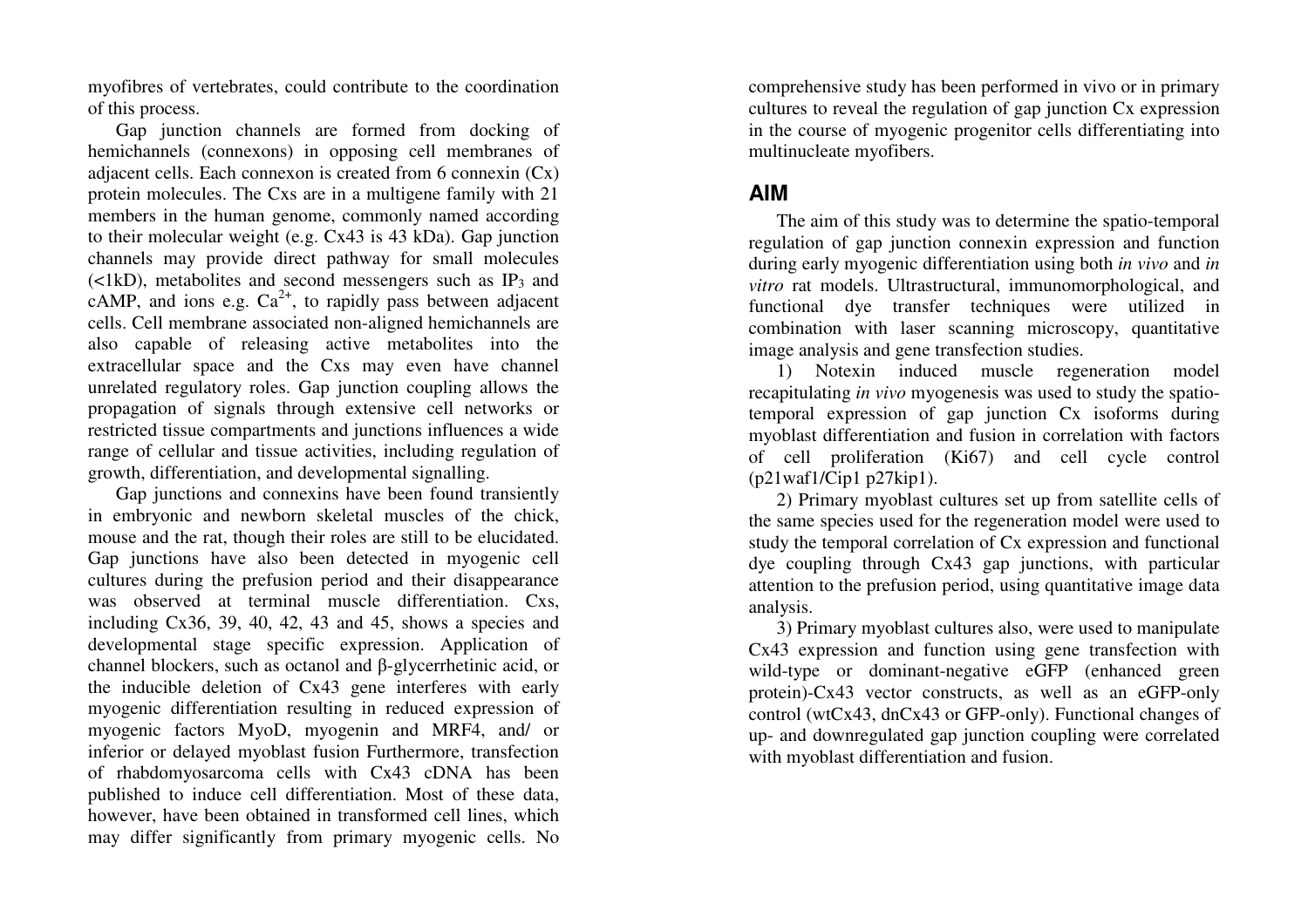myofibres of vertebrates, could contribute to the coordination of this process.

Gap junction channels are formed from docking of hemichannels (connexons) in opposing cell membranes of adjacent cells. Each connexon is created from 6 connexin (Cx) protein molecules. The Cxs are in a multigene family with 21 members in the human genome, commonly named according to their molecular weight (e.g. Cx43 is 43 kDa). Gap junction channels may provide direct pathway for small molecules (<1kD), metabolites and second messengers such as $IP_3$ and cAMP, and ions e.g. $Ca^{2+}$, to rapidly pass between adjacent cells. Cell membrane associated non-aligned hemichannels are also capable of releasing active metabolites into the extracellular space and the Cxs may even have channel unrelated regulatory roles. Gap junction coupling allows the propagation of signals through extensive cell networks or restricted tissue compartments and junctions influences a wide range of cellular and tissue activities, including regulation of growth, differentiation, and developmental signalling.

Gap junctions and connexins have been found transiently in embryonic and newborn skeletal muscles of the chick, mouse and the rat, though their roles are still to be elucidated. Gap junctions have also been detected in myogenic cell cultures during the prefusion period and their disappearance was observed at terminal muscle differentiation. Cxs, including Cx36, 39, 40, 42, 43 and 45, shows a species and developmental stage specific expression. Application of channel blockers, such as octanol and β-glycerrhetinic acid, or the inducible deletion of Cx43 gene interferes with early myogenic differentiation resulting in reduced expression of myogenic factors MyoD, myogenin and MRF4, and/ or inferior or delayed myoblast fusion Furthermore, transfection of rhabdomyosarcoma cells with Cx43 cDNA has been published to induce cell differentiation. Most of these data, however, have been obtained in transformed cell lines, which may differ significantly from primary myogenic cells. No comprehensive study has been performed in vivo or in primary cultures to reveal the regulation of gap junction Cx expression in the course of myogenic progenitor cells differentiating into multinucleate myofibers.

## AIM

The aim of this study was to determine the spatio-temporal regulation of gap junction connexin expression and function during early myogenic differentiation using both *in vivo* and *in vitro* rat models. Ultrastructural, immunomorphological, and functional dye transfer techniques were utilized in combination with laser scanning microscopy, quantitative image analysis and gene transfection studies.

1) Notexin induced muscle regeneration model recapitulating *in vivo* myogenesis was used to study the spatio-temporal expression of gap junction Cx isoforms during myoblast differentiation and fusion in correlation with factors of cell proliferation (Ki67) and cell cycle control (p21waf1/Cip1 p27kip1).

2) Primary myoblast cultures set up from satellite cells of the same species used for the regeneration model were used to study the temporal correlation of Cx expression and functional dye coupling through Cx43 gap junctions, with particular attention to the prefusion period, using quantitative image data analysis.

3) Primary myoblast cultures also, were used to manipulate Cx43 expression and function using gene transfection with wild-type or dominant-negative eGFP (enhanced green protein)-Cx43 vector constructs, as well as an eGFP-only control (wtCx43, dnCx43 or GFP-only). Functional changes of up- and downregulated gap junction coupling were correlated with myoblast differentiation and fusion.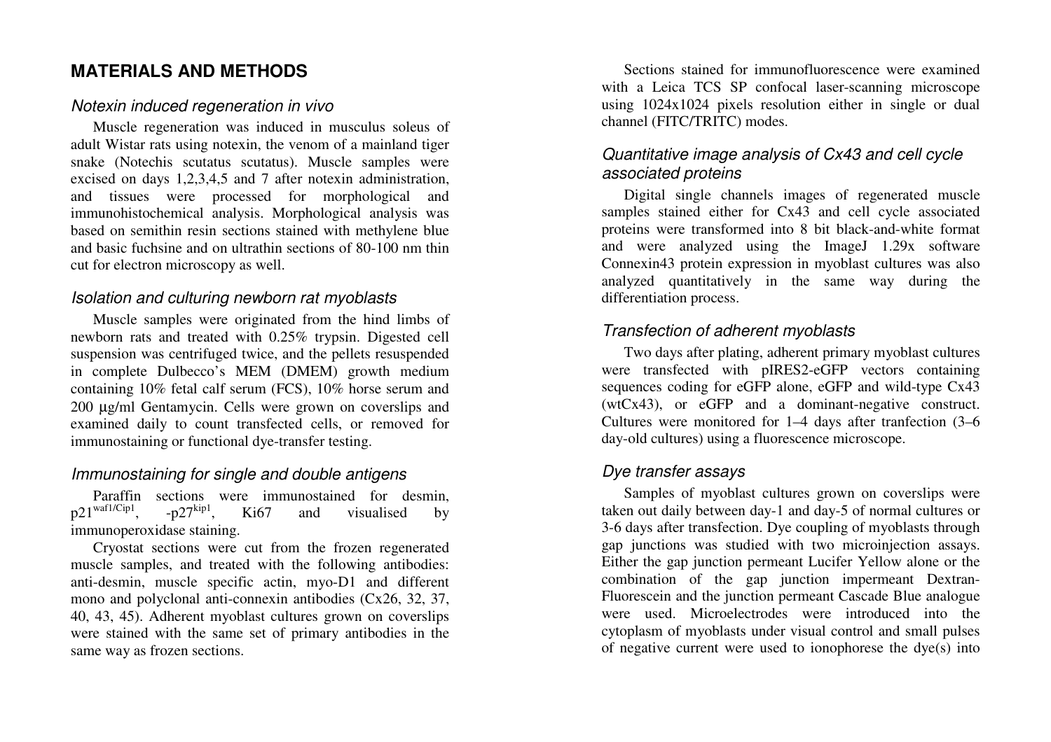## MATERIALS AND METHODS

### *Notexin induced regeneration in vivo*

Muscle regeneration was induced in musculus soleus of adult Wistar rats using notexin, the venom of a mainland tiger snake (Notechis scutatus scutatus). Muscle samples were excised on days 1,2,3,4,5 and 7 after notexin administration, and tissues were processed for morphological and immunohistochemical analysis. Morphological analysis was based on semithin resin sections stained with methylene blue and basic fuchsine and on ultrathin sections of 80-100 nm thin cut for electron microscopy as well.

### *Isolation and culturing newborn rat myoblasts*

Muscle samples were originated from the hind limbs of newborn rats and treated with 0.25% trypsin. Digested cell suspension was centrifuged twice, and the pellets resuspended in complete Dulbecco's MEM (DMEM) growth medium containing 10% fetal calf serum (FCS), 10% horse serum and 200 µg/ml Gentamycin. Cells were grown on coverslips and examined daily to count transfected cells, or removed for immunostaining or functional dye-transfer testing.

### *Immunostaining for single and double antigens*

Paraffin sections were immunostained for desmin, $p21^{waf1/Cip1}$, $-p27^{kip1}$, Ki67 and visualised by immunoperoxidase staining.

Cryostat sections were cut from the frozen regenerated muscle samples, and treated with the following antibodies: anti-desmin, muscle specific actin, myo-D1 and different mono and polyclonal anti-connexin antibodies (Cx26, 32, 37, 40, 43, 45). Adherent myoblast cultures grown on coverslips were stained with the same set of primary antibodies in the same way as frozen sections.

Sections stained for immunofluorescence were examined with a Leica TCS SP confocal laser-scanning microscope using 1024x1024 pixels resolution either in single or dual channel (FITC/TRITC) modes.

### *Quantitative image analysis of Cx43 and cell cycle associated proteins*

Digital single channels images of regenerated muscle samples stained either for Cx43 and cell cycle associated proteins were transformed into 8 bit black-and-white format and were analyzed using the ImageJ 1.29x software Connexin43 protein expression in myoblast cultures was also analyzed quantitatively in the same way during the differentiation process.

### *Transfection of adherent myoblasts*

Two days after plating, adherent primary myoblast cultures were transfected with pIRES2-eGFP vectors containing sequences coding for eGFP alone, eGFP and wild-type Cx43 (wtCx43), or eGFP and a dominant-negative construct. Cultures were monitored for 1–4 days after tranfection (3–6 day-old cultures) using a fluorescence microscope.

### *Dye transfer assays*

Samples of myoblast cultures grown on coverslips were taken out daily between day-1 and day-5 of normal cultures or 3-6 days after transfection. Dye coupling of myoblasts through gap junctions was studied with two microinjection assays. Either the gap junction permeant Lucifer Yellow alone or the combination of the gap junction impermeant Dextran-Fluorescein and the junction permeant Cascade Blue analogue were used. Microelectrodes were introduced into the cytoplasm of myoblasts under visual control and small pulses of negative current were used to ionophorese the dye(s) into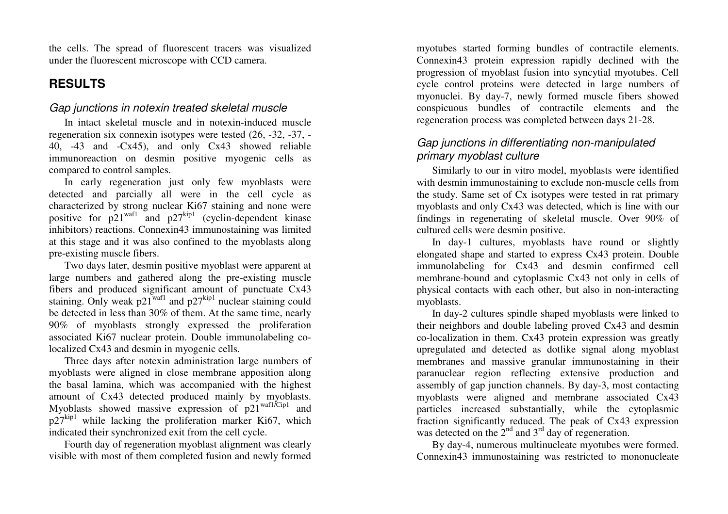the cells. The spread of fluorescent tracers was visualized under the fluorescent microscope with CCD camera.

## RESULTS

### *Gap junctions in notexin treated skeletal muscle*

In intact skeletal muscle and in notexin-induced muscle regeneration six connexin isotypes were tested (26, -32, -37, -40, -43 and -Cx45), and only Cx43 showed reliable immunoreaction on desmin positive myogenic cells as compared to control samples.

In early regeneration just only few myoblasts were detected and parcially all were in the cell cycle as characterized by strong nuclear Ki67 staining and none were positive for $p21^{waf1}$ and $p27^{kip1}$ (cyclin-dependent kinase inhibitors) reactions. Connexin43 immunostaining was limited at this stage and it was also confined to the myoblasts along pre-existing muscle fibers.

Two days later, desmin positive myoblast were apparent at large numbers and gathered along the pre-existing muscle fibers and produced significant amount of punctuate Cx43 staining. Only weak $p21^{waf1}$ and $p27^{kip1}$ nuclear staining could be detected in less than 30% of them. At the same time, nearly 90% of myoblasts strongly expressed the proliferation associated Ki67 nuclear protein. Double immunolabeling co-localized Cx43 and desmin in myogenic cells.

Three days after notexin administration large numbers of myoblasts were aligned in close membrane apposition along the basal lamina, which was accompanied with the highest amount of Cx43 detected produced mainly by myoblasts. Myoblasts showed massive expression of $p21^{waf1/Cip1}$ and $p27^{kip1}$ while lacking the proliferation marker Ki67, which indicated their synchronized exit from the cell cycle.

Fourth day of regeneration myoblast alignment was clearly visible with most of them completed fusion and newly formed myotubes started forming bundles of contractile elements. Connexin43 protein expression rapidly declined with the progression of myoblast fusion into syncytial myotubes. Cell cycle control proteins were detected in large numbers of myonuclei. By day-7, newly formed muscle fibers showed conspicuous bundles of contractile elements and the regeneration process was completed between days 21-28.

### *Gap junctions in differentiating non-manipulated primary myoblast culture*

Similarly to our in vitro model, myoblasts were identified with desmin immunostaining to exclude non-muscle cells from the study. Same set of Cx isotypes were tested in rat primary myoblasts and only Cx43 was detected, which is line with our findings in regenerating of skeletal muscle. Over 90% of cultured cells were desmin positive.

In day-1 cultures, myoblasts have round or slightly elongated shape and started to express Cx43 protein. Double immunolabeling for Cx43 and desmin confirmed cell membrane-bound and cytoplasmic Cx43 not only in cells of physical contacts with each other, but also in non-interacting myoblasts.

In day-2 cultures spindle shaped myoblasts were linked to their neighbors and double labeling proved Cx43 and desmin co-localization in them. Cx43 protein expression was greatly upregulated and detected as dotlike signal along myoblast membranes and massive granular immunostaining in their paranuclear region reflecting extensive production and assembly of gap junction channels. By day-3, most contacting myoblasts were aligned and membrane associated Cx43 particles increased substantially, while the cytoplasmic fraction significantly reduced. The peak of Cx43 expression was detected on the $2^{nd}$ and $3^{rd}$ day of regeneration.

By day-4, numerous multinucleate myotubes were formed. Connexin43 immunostaining was restricted to mononucleate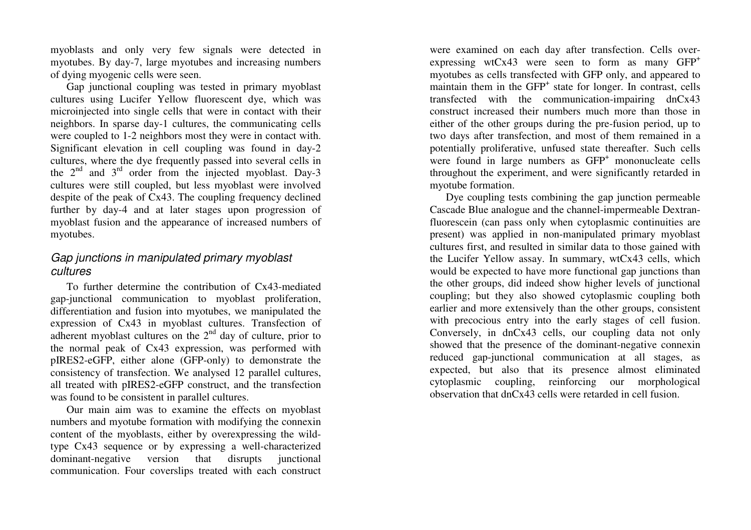myoblasts and only very few signals were detected in myotubes. By day-7, large myotubes and increasing numbers of dying myogenic cells were seen.

Gap junctional coupling was tested in primary myoblast cultures using Lucifer Yellow fluorescent dye, which was microinjected into single cells that were in contact with their neighbors. In sparse day-1 cultures, the communicating cells were coupled to 1-2 neighbors most they were in contact with. Significant elevation in cell coupling was found in day-2 cultures, where the dye frequently passed into several cells in the $2^{nd}$ and $3^{rd}$ order from the injected myoblast. Day-3 cultures were still coupled, but less myoblast were involved despite of the peak of Cx43. The coupling frequency declined further by day-4 and at later stages upon progression of myoblast fusion and the appearance of increased numbers of myotubes.

### *Gap junctions in manipulated primary myoblast cultures*

To further determine the contribution of Cx43-mediated gap-junctional communication to myoblast proliferation, differentiation and fusion into myotubes, we manipulated the expression of Cx43 in myoblast cultures. Transfection of adherent myoblast cultures on the $2^{nd}$ day of culture, prior to the normal peak of Cx43 expression, was performed with pIRES2-eGFP, either alone (GFP-only) to demonstrate the consistency of transfection. We analysed 12 parallel cultures, all treated with pIRES2-eGFP construct, and the transfection was found to be consistent in parallel cultures.

Our main aim was to examine the effects on myoblast numbers and myotube formation with modifying the connexin content of the myoblasts, either by overexpressing the wild-type Cx43 sequence or by expressing a well-characterized dominant-negative version that disrupts junctional communication. Four coverslips treated with each construct were examined on each day after transfection. Cells over-expressing wtCx43 were seen to form as many $GFP^+$ myotubes as cells transfected with GFP only, and appeared to maintain them in the $GFP^+$ state for longer. In contrast, cells transfected with the communication-impairing dnCx43 construct increased their numbers much more than those in either of the other groups during the pre-fusion period, up to two days after transfection, and most of them remained in a potentially proliferative, unfused state thereafter. Such cells were found in large numbers as $GFP^+$ mononucleate cells throughout the experiment, and were significantly retarded in myotube formation.

Dye coupling tests combining the gap junction permeable Cascade Blue analogue and the channel-impermeable Dextran-fluorescein (can pass only when cytoplasmic continuities are present) was applied in non-manipulated primary myoblast cultures first, and resulted in similar data to those gained with the Lucifer Yellow assay. In summary, wtCx43 cells, which would be expected to have more functional gap junctions than the other groups, did indeed show higher levels of junctional coupling; but they also showed cytoplasmic coupling both earlier and more extensively than the other groups, consistent with precocious entry into the early stages of cell fusion. Conversely, in dnCx43 cells, our coupling data not only showed that the presence of the dominant-negative connexin reduced gap-junctional communication at all stages, as expected, but also that its presence almost eliminated cytoplasmic coupling, reinforcing our morphological observation that dnCx43 cells were retarded in cell fusion.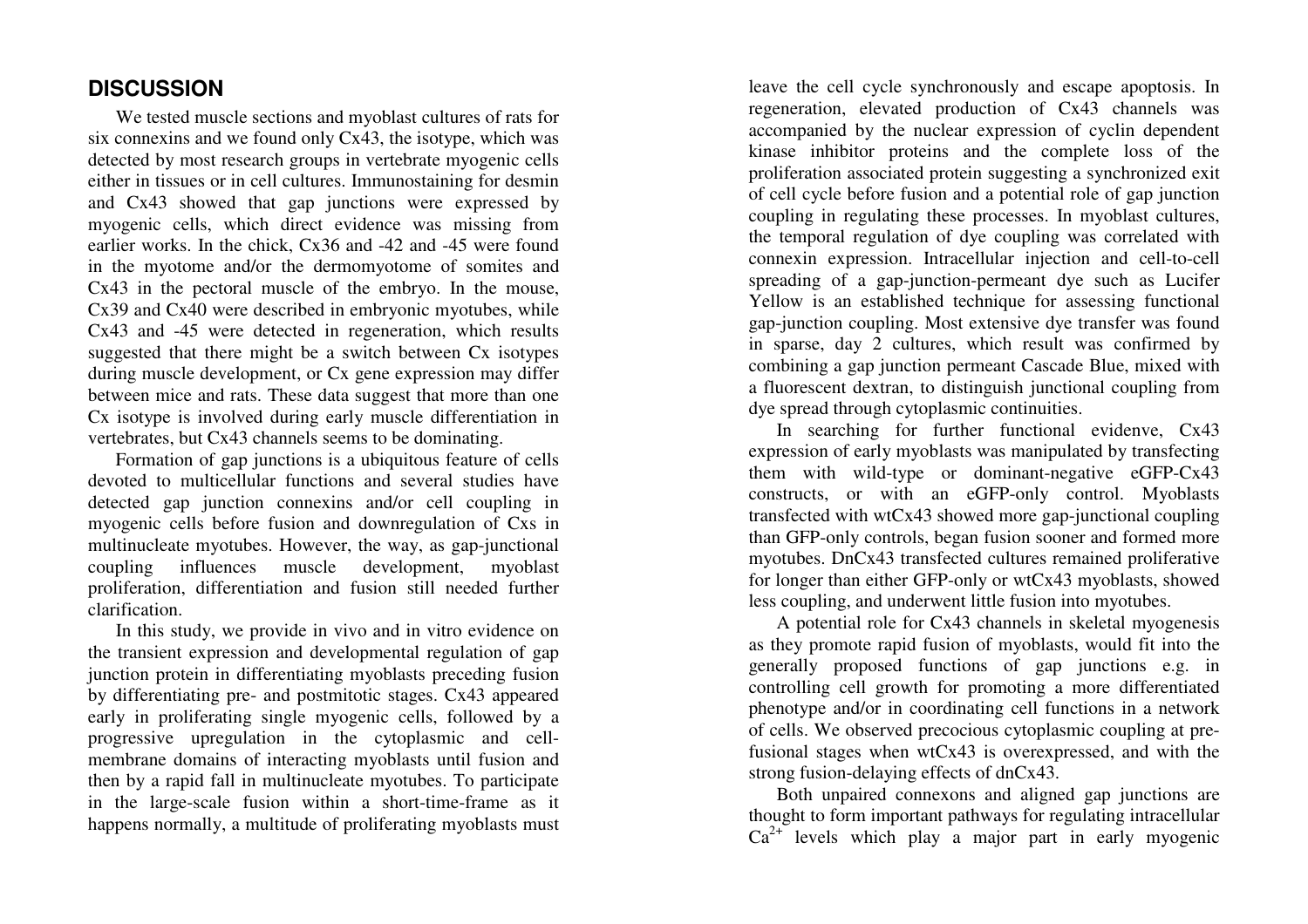## DISCUSSION

We tested muscle sections and myoblast cultures of rats for six connexins and we found only Cx43, the isotype, which was detected by most research groups in vertebrate myogenic cells either in tissues or in cell cultures. Immunostaining for desmin and Cx43 showed that gap junctions were expressed by myogenic cells, which direct evidence was missing from earlier works. In the chick, Cx36 and -42 and -45 were found in the myotome and/or the dermomyotome of somites and Cx43 in the pectoral muscle of the embryo. In the mouse, Cx39 and Cx40 were described in embryonic myotubes, while Cx43 and -45 were detected in regeneration, which results suggested that there might be a switch between Cx isotypes during muscle development, or Cx gene expression may differ between mice and rats. These data suggest that more than one Cx isotype is involved during early muscle differentiation in vertebrates, but Cx43 channels seems to be dominating.

Formation of gap junctions is a ubiquitous feature of cells devoted to multicellular functions and several studies have detected gap junction connexins and/or cell coupling in myogenic cells before fusion and downregulation of Cxs in multinucleate myotubes. However, the way, as gap-junctional coupling influences muscle development, myoblast proliferation, differentiation and fusion still needed further clarification.

In this study, we provide in vivo and in vitro evidence on the transient expression and developmental regulation of gap junction protein in differentiating myoblasts preceding fusion by differentiating pre- and postmitotic stages. Cx43 appeared early in proliferating single myogenic cells, followed by a progressive upregulation in the cytoplasmic and cell-membrane domains of interacting myoblasts until fusion and then by a rapid fall in multinucleate myotubes. To participate in the large-scale fusion within a short-time-frame as it happens normally, a multitude of proliferating myoblasts must leave the cell cycle synchronously and escape apoptosis. In regeneration, elevated production of Cx43 channels was accompanied by the nuclear expression of cyclin dependent kinase inhibitor proteins and the complete loss of the proliferation associated protein suggesting a synchronized exit of cell cycle before fusion and a potential role of gap junction coupling in regulating these processes. In myoblast cultures, the temporal regulation of dye coupling was correlated with connexin expression. Intracellular injection and cell-to-cell spreading of a gap-junction-permeant dye such as Lucifer Yellow is an established technique for assessing functional gap-junction coupling. Most extensive dye transfer was found in sparse, day 2 cultures, which result was confirmed by combining a gap junction permeant Cascade Blue, mixed with a fluorescent dextran, to distinguish junctional coupling from dye spread through cytoplasmic continuities.

In searching for further functional evidenve, Cx43 expression of early myoblasts was manipulated by transfecting them with wild-type or dominant-negative eGFP-Cx43 constructs, or with an eGFP-only control. Myoblasts transfected with wtCx43 showed more gap-junctional coupling than GFP-only controls, began fusion sooner and formed more myotubes. DnCx43 transfected cultures remained proliferative for longer than either GFP-only or wtCx43 myoblasts, showed less coupling, and underwent little fusion into myotubes.

A potential role for Cx43 channels in skeletal myogenesis as they promote rapid fusion of myoblasts, would fit into the generally proposed functions of gap junctions e.g. in controlling cell growth for promoting a more differentiated phenotype and/or in coordinating cell functions in a network of cells. We observed precocious cytoplasmic coupling at pre-fusional stages when wtCx43 is overexpressed, and with the strong fusion-delaying effects of dnCx43.

Both unpaired connexons and aligned gap junctions are thought to form important pathways for regulating intracellular $Ca^{2+}$ levels which play a major part in early myogenic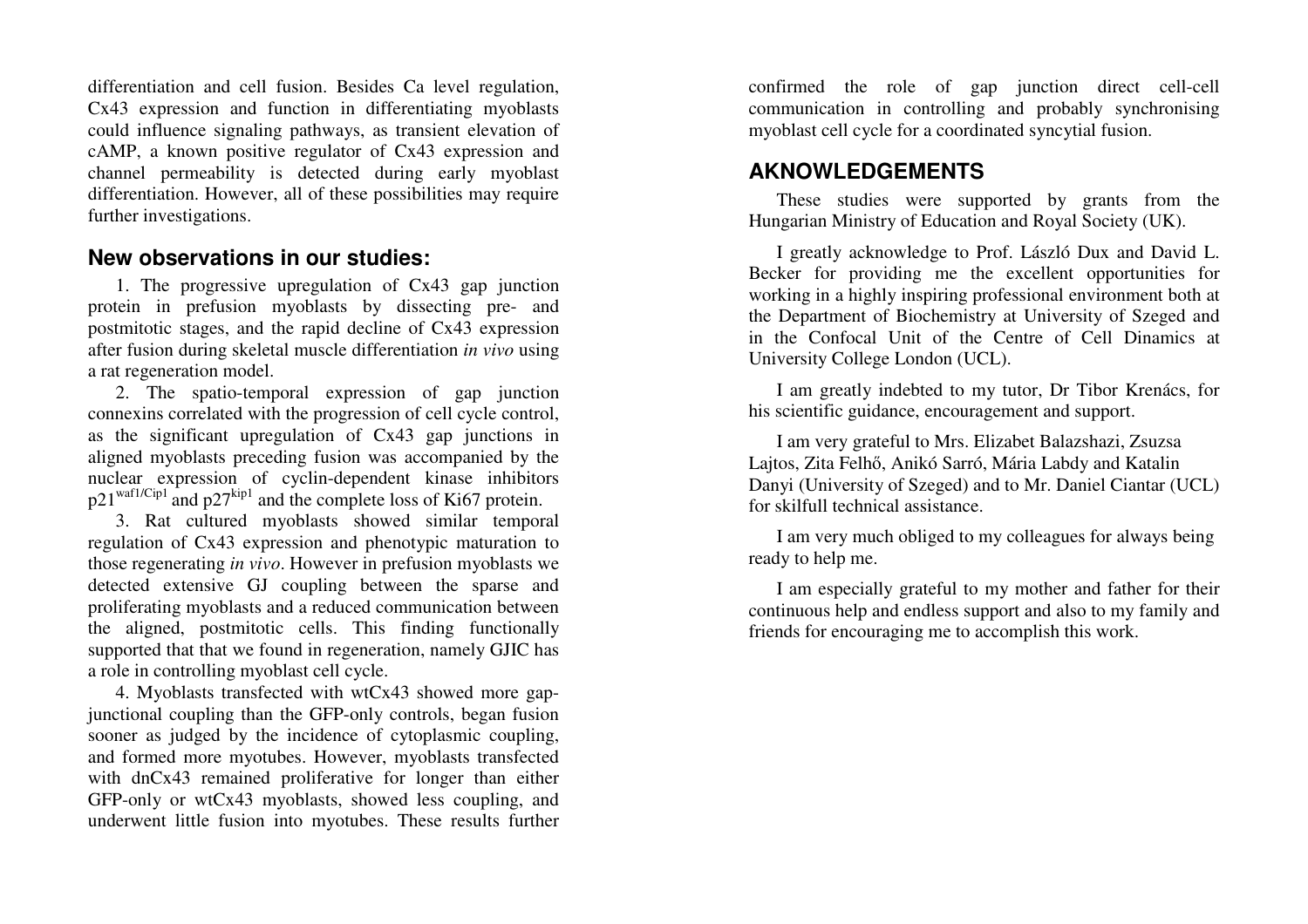differentiation and cell fusion. Besides Ca level regulation, Cx43 expression and function in differentiating myoblasts could influence signaling pathways, as transient elevation of cAMP, a known positive regulator of Cx43 expression and channel permeability is detected during early myoblast differentiation. However, all of these possibilities may require further investigations.

## New observations in our studies:

1. The progressive upregulation of Cx43 gap junction protein in prefusion myoblasts by dissecting pre- and postmitotic stages, and the rapid decline of Cx43 expression after fusion during skeletal muscle differentiation *in vivo* using a rat regeneration model.

2. The spatio-temporal expression of gap junction connexins correlated with the progression of cell cycle control, as the significant upregulation of Cx43 gap junctions in aligned myoblasts preceding fusion was accompanied by the nuclear expression of cyclin-dependent kinase inhibitors $p21^{waf1/Cip1}$ and $p27^{kip1}$ and the complete loss of Ki67 protein.

3. Rat cultured myoblasts showed similar temporal regulation of Cx43 expression and phenotypic maturation to those regenerating *in vivo*. However in prefusion myoblasts we detected extensive GJ coupling between the sparse and proliferating myoblasts and a reduced communication between the aligned, postmitotic cells. This finding functionally supported that that we found in regeneration, namely GJIC has a role in controlling myoblast cell cycle.

4. Myoblasts transfected with wtCx43 showed more gap-junctional coupling than the GFP-only controls, began fusion sooner as judged by the incidence of cytoplasmic coupling, and formed more myotubes. However, myoblasts transfected with dnCx43 remained proliferative for longer than either GFP-only or wtCx43 myoblasts, showed less coupling, and underwent little fusion into myotubes. These results further confirmed the role of gap junction direct cell-cell communication in controlling and probably synchronising myoblast cell cycle for a coordinated syncytial fusion.

## AKNOWLEDGEMENTS

These studies were supported by grants from the Hungarian Ministry of Education and Royal Society (UK).

I greatly acknowledge to Prof. László Dux and David L. Becker for providing me the excellent opportunities for working in a highly inspiring professional environment both at the Department of Biochemistry at University of Szeged and in the Confocal Unit of the Centre of Cell Dinamics at University College London (UCL).

I am greatly indebted to my tutor, Dr Tibor Krenács, for his scientific guidance, encouragement and support.

I am very grateful to Mrs. Elizabet Balazshazi, Zsuzsa Lajtos, Zita Felhő, Anikó Sarró, Mária Labdy and Katalin Danyi (University of Szeged) and to Mr. Daniel Ciantar (UCL) for skilfull technical assistance.

I am very much obliged to my colleagues for always being ready to help me.

I am especially grateful to my mother and father for their continuous help and endless support and also to my family and friends for encouraging me to accomplish this work.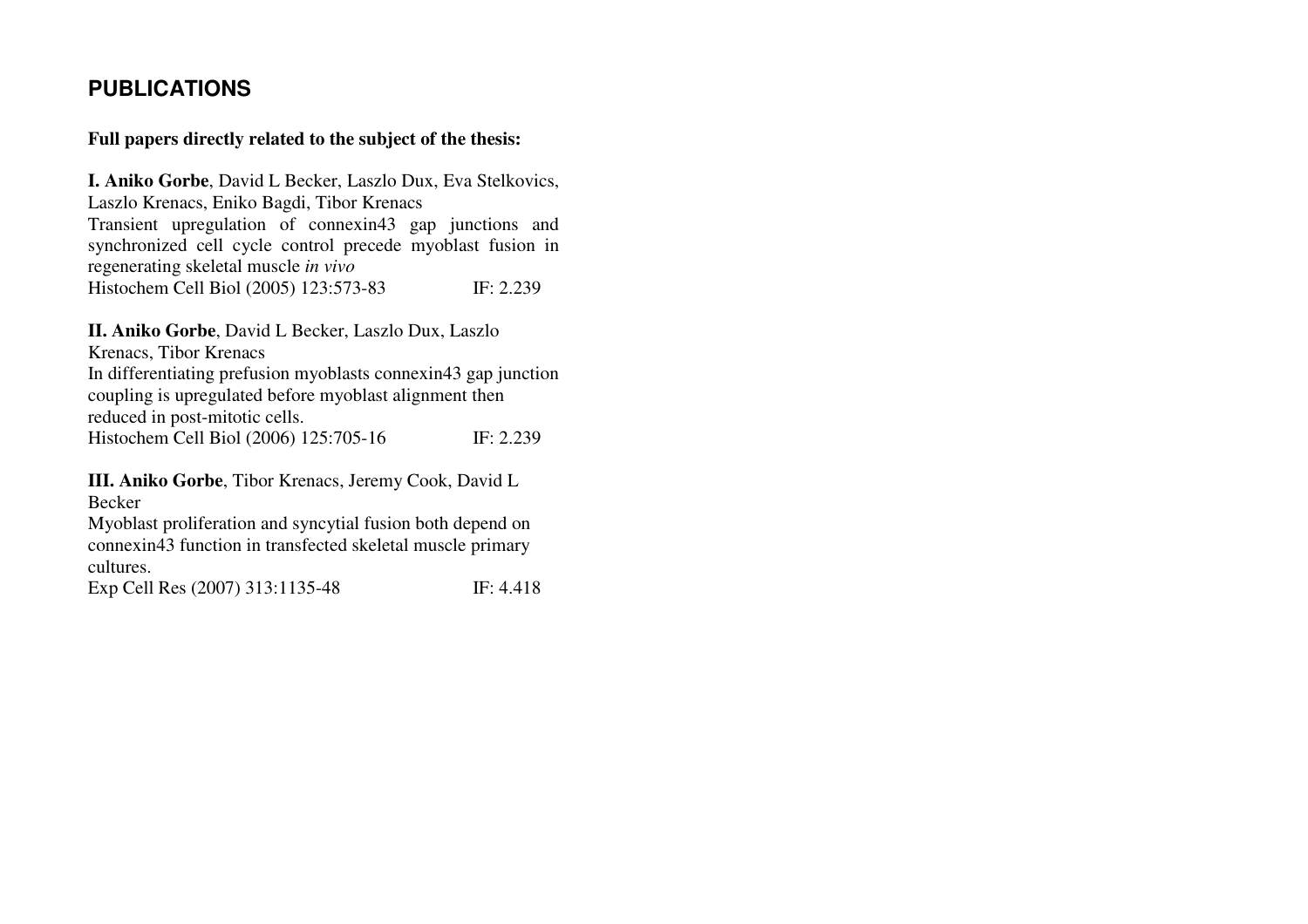## PUBLICATIONS

**Full papers directly related to the subject of the thesis:**

**I. Aniko Gorbe**, David L Becker, Laszlo Dux, Eva Stelkovics, Laszlo Krenacs, Eniko Bagdi, Tibor Krenacs
Transient upregulation of connexin43 gap junctions and synchronized cell cycle control precede myoblast fusion in regenerating skeletal muscle *in vivo*
Histochem Cell Biol (2005) 123:573-83 IF: 2.239

**II. Aniko Gorbe**, David L Becker, Laszlo Dux, Laszlo Krenacs, Tibor Krenacs
In differentiating prefusion myoblasts connexin43 gap junction coupling is upregulated before myoblast alignment then reduced in post-mitotic cells.
Histochem Cell Biol (2006) 125:705-16 IF: 2.239

**III. Aniko Gorbe**, Tibor Krenacs, Jeremy Cook, David L Becker
Myoblast proliferation and syncytial fusion both depend on connexin43 function in transfected skeletal muscle primary cultures.
Exp Cell Res (2007) 313:1135-48 IF: 4.418